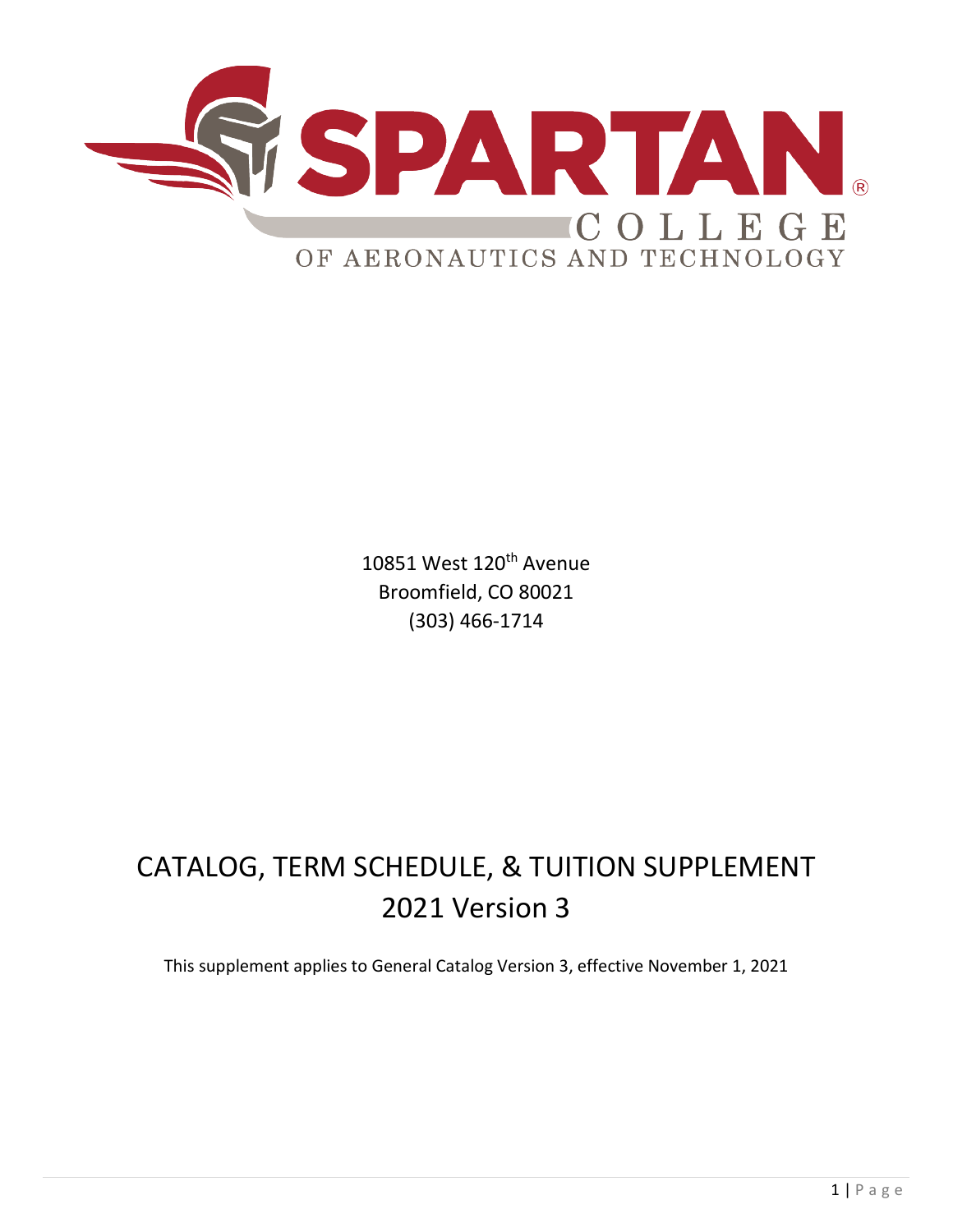# SPARTAN®

COLLEGE

OF AERONAUTICS AND TECHNOLOGY

10851 West 120th Avenue
Broomfield, CO 80021
(303) 466-1714

# CATALOG, TERM SCHEDULE, & TUITION SUPPLEMENT
## 2021 Version 3

This supplement applies to General Catalog Version 3, effective November 1, 2021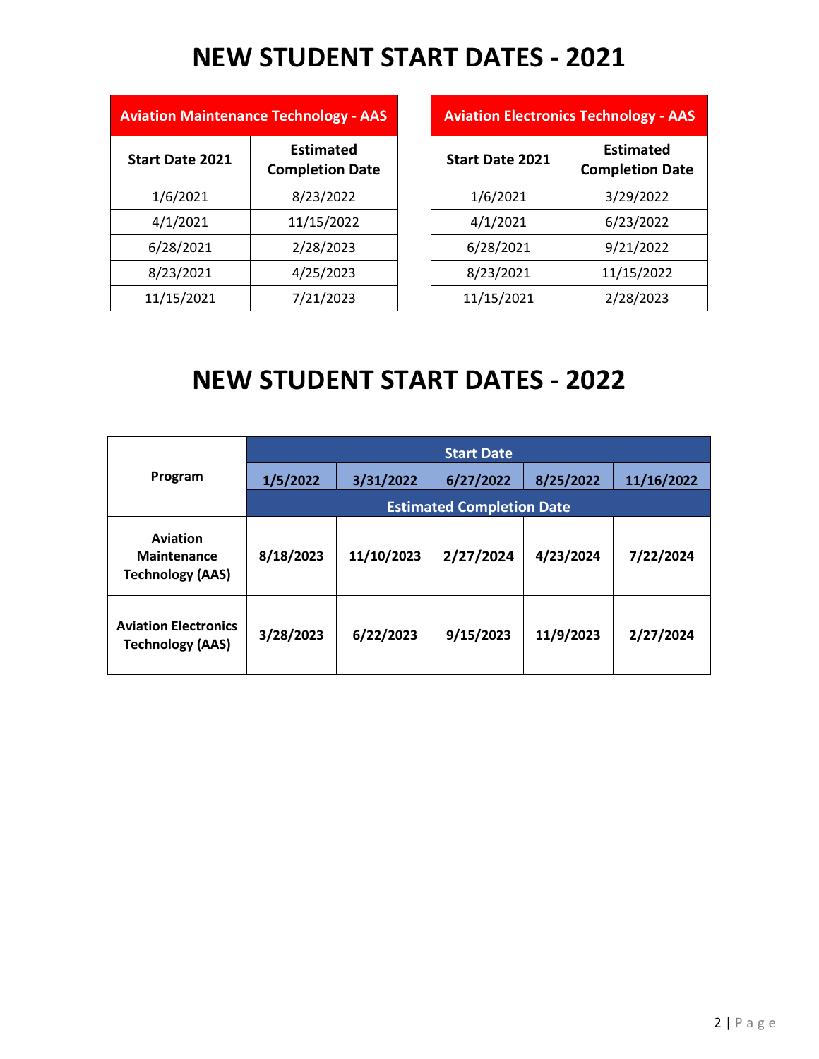# NEW STUDENT START DATES - 2021

| Aviation Maintenance Technology - AAS | |
|---|---|
| **Start Date 2021** | **Estimated Completion Date** |
| 1/6/2021 | 8/23/2022 |
| 4/1/2021 | 11/15/2022 |
| 6/28/2021 | 2/28/2023 |
| 8/23/2021 | 4/25/2023 |
| 11/15/2021 | 7/21/2023 |

| Aviation Electronics Technology - AAS | |
|---|---|
| **Start Date 2021** | **Estimated Completion Date** |
| 1/6/2021 | 3/29/2022 |
| 4/1/2021 | 6/23/2022 |
| 6/28/2021 | 9/21/2022 |
| 8/23/2021 | 11/15/2022 |
| 11/15/2021 | 2/28/2023 |

# NEW STUDENT START DATES - 2022

| Program | Start Date | | | | |
|---|---|---|---|---|---|
| | **1/5/2022** | **3/31/2022** | **6/27/2022** | **8/25/2022** | **11/16/2022** |
| | Estimated Completion Date | | | | |
| **Aviation Maintenance Technology (AAS)** | **8/18/2023** | **11/10/2023** | **2/27/2024** | **4/23/2024** | **7/22/2024** |
| **Aviation Electronics Technology (AAS)** | **3/28/2023** | **6/22/2023** | **9/15/2023** | **11/9/2023** | **2/27/2024** |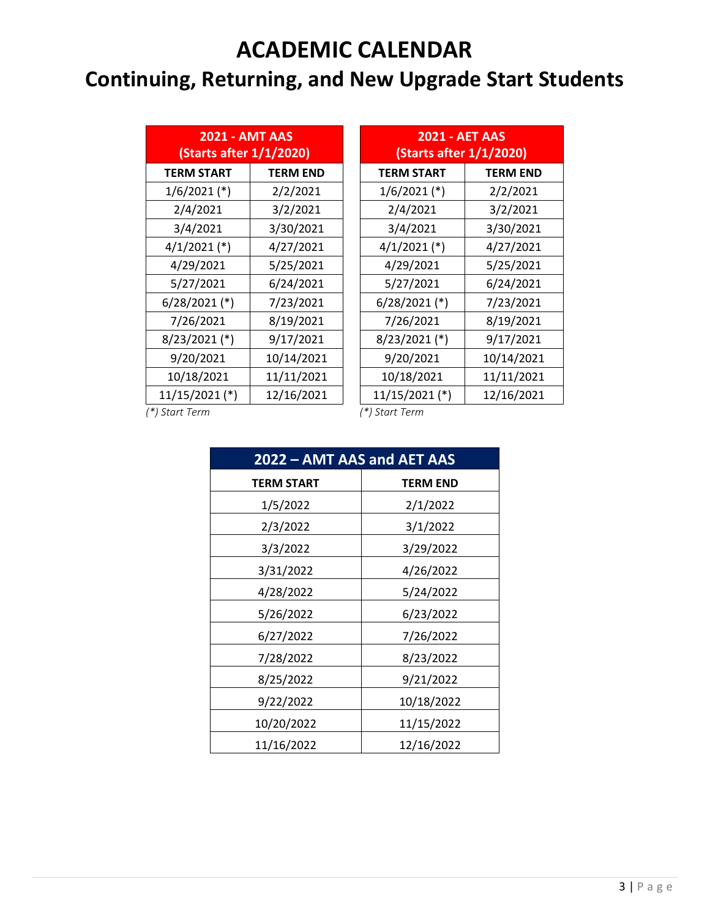# ACADEMIC CALENDAR

## Continuing, Returning, and New Upgrade Start Students

| 2021 - AMT AAS (Starts after 1/1/2020) | |
|---|---|
| TERM START | TERM END |
| 1/6/2021 (*) | 2/2/2021 |
| 2/4/2021 | 3/2/2021 |
| 3/4/2021 | 3/30/2021 |
| 4/1/2021 (*) | 4/27/2021 |
| 4/29/2021 | 5/25/2021 |
| 5/27/2021 | 6/24/2021 |
| 6/28/2021 (*) | 7/23/2021 |
| 7/26/2021 | 8/19/2021 |
| 8/23/2021 (*) | 9/17/2021 |
| 9/20/2021 | 10/14/2021 |
| 10/18/2021 | 11/11/2021 |
| 11/15/2021 (*) | 12/16/2021 |

*(*) Start Term*

| 2021 - AET AAS (Starts after 1/1/2020) | |
|---|---|
| TERM START | TERM END |
| 1/6/2021 (*) | 2/2/2021 |
| 2/4/2021 | 3/2/2021 |
| 3/4/2021 | 3/30/2021 |
| 4/1/2021 (*) | 4/27/2021 |
| 4/29/2021 | 5/25/2021 |
| 5/27/2021 | 6/24/2021 |
| 6/28/2021 (*) | 7/23/2021 |
| 7/26/2021 | 8/19/2021 |
| 8/23/2021 (*) | 9/17/2021 |
| 9/20/2021 | 10/14/2021 |
| 10/18/2021 | 11/11/2021 |
| 11/15/2021 (*) | 12/16/2021 |

*(*) Start Term*

| 2022 – AMT AAS and AET AAS | |
|---|---|
| TERM START | TERM END |
| 1/5/2022 | 2/1/2022 |
| 2/3/2022 | 3/1/2022 |
| 3/3/2022 | 3/29/2022 |
| 3/31/2022 | 4/26/2022 |
| 4/28/2022 | 5/24/2022 |
| 5/26/2022 | 6/23/2022 |
| 6/27/2022 | 7/26/2022 |
| 7/28/2022 | 8/23/2022 |
| 8/25/2022 | 9/21/2022 |
| 9/22/2022 | 10/18/2022 |
| 10/20/2022 | 11/15/2022 |
| 11/16/2022 | 12/16/2022 |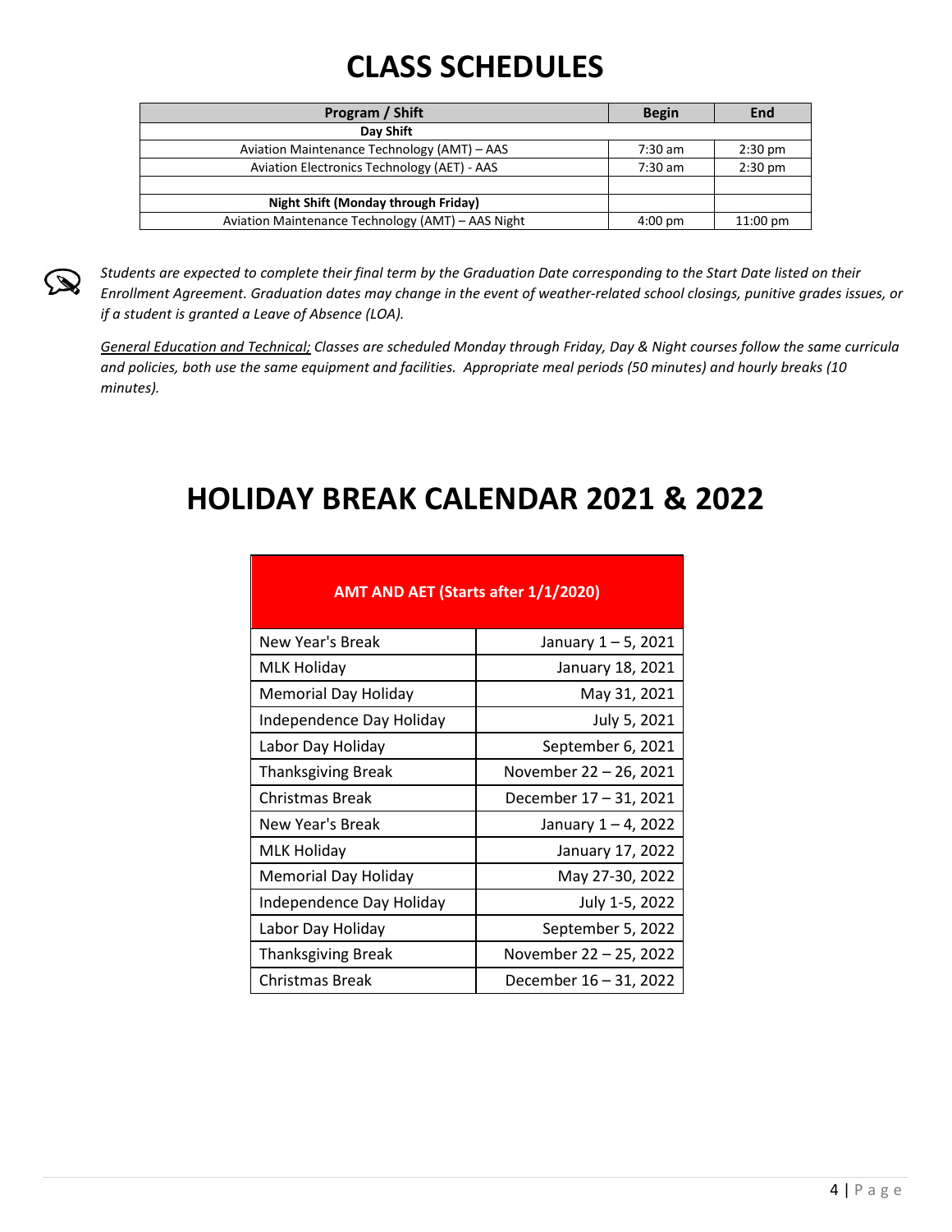# CLASS SCHEDULES

| Program / Shift | Begin | End |
|---|---|---|
| **Day Shift** | | |
| Aviation Maintenance Technology (AMT) – AAS | 7:30 am | 2:30 pm |
| Aviation Electronics Technology (AET) - AAS | 7:30 am | 2:30 pm |
| | | |
| **Night Shift (Monday through Friday)** | | |
| Aviation Maintenance Technology (AMT) – AAS Night | 4:00 pm | 11:00 pm |

*Students are expected to complete their final term by the Graduation Date corresponding to the Start Date listed on their Enrollment Agreement. Graduation dates may change in the event of weather-related school closings, punitive grades issues, or if a student is granted a Leave of Absence (LOA).*

*General Education and Technical; Classes are scheduled Monday through Friday, Day & Night courses follow the same curricula and policies, both use the same equipment and facilities. Appropriate meal periods (50 minutes) and hourly breaks (10 minutes).*

# HOLIDAY BREAK CALENDAR 2021 & 2022

| **AMT AND AET (Starts after 1/1/2020)** | |
|---|---|
| New Year's Break | January 1 – 5, 2021 |
| MLK Holiday | January 18, 2021 |
| Memorial Day Holiday | May 31, 2021 |
| Independence Day Holiday | July 5, 2021 |
| Labor Day Holiday | September 6, 2021 |
| Thanksgiving Break | November 22 – 26, 2021 |
| Christmas Break | December 17 – 31, 2021 |
| New Year's Break | January 1 – 4, 2022 |
| MLK Holiday | January 17, 2022 |
| Memorial Day Holiday | May 27-30, 2022 |
| Independence Day Holiday | July 1-5, 2022 |
| Labor Day Holiday | September 5, 2022 |
| Thanksgiving Break | November 22 – 25, 2022 |
| Christmas Break | December 16 – 31, 2022 |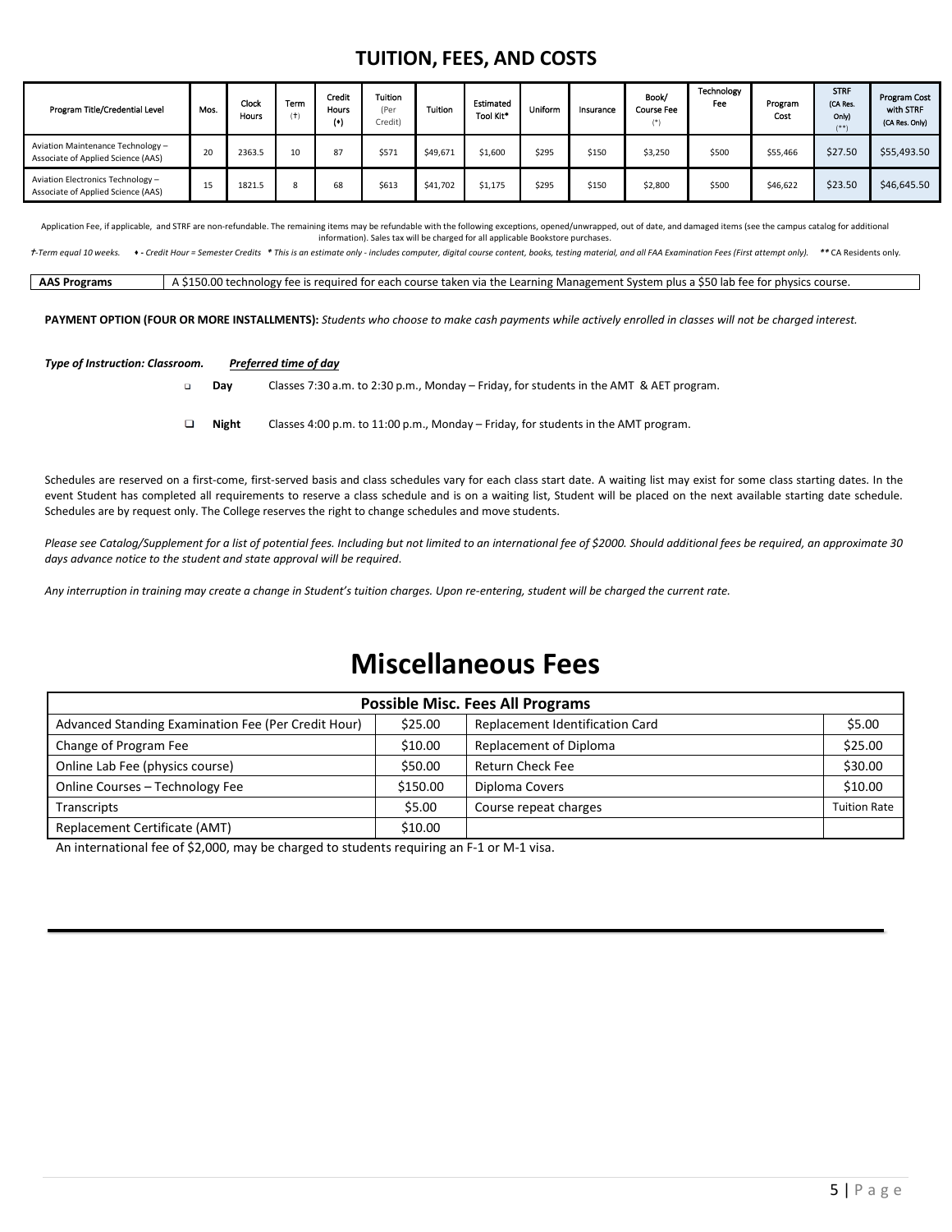## TUITION, FEES, AND COSTS

| Program Title/Credential Level | Mos. | Clock Hours | Term (†) | Credit Hours (♦) | Tuition (Per Credit) | Tuition | Estimated Tool Kit* | Uniform | Insurance | Book/ Course Fee (*) | Technology Fee | Program Cost | STRF (CA Res. Only) (**) | Program Cost with STRF (CA Res. Only) |
|---|---|---|---|---|---|---|---|---|---|---|---|---|---|---|
| Aviation Maintenance Technology – Associate of Applied Science (AAS) | 20 | 2363.5 | 10 | 87 | $571 | $49,671 | $1,600 | $295 | $150 | $3,250 | $500 | $55,466 | $27.50 | $55,493.50 |
| Aviation Electronics Technology – Associate of Applied Science (AAS) | 15 | 1821.5 | 8 | 68 | $613 | $41,702 | $1,175 | $295 | $150 | $2,800 | $500 | $46,622 | $23.50 | $46,645.50 |

Application Fee, if applicable, and STRF are non-refundable. The remaining items may be refundable with the following exceptions, opened/unwrapped, out of date, and damaged items (see the campus catalog for additional information). Sales tax will be charged for all applicable Bookstore purchases.

*†-Term equal 10 weeks.* *♦ - Credit Hour = Semester Credits* *\* This is an estimate only - includes computer, digital course content, books, testing material, and all FAA Examination Fees (First attempt only).* ***\*\**** CA Residents only.

| **AAS Programs** | A $150.00 technology fee is required for each course taken via the Learning Management System plus a $50 lab fee for physics course. |
|---|---|

**PAYMENT OPTION (FOUR OR MORE INSTALLMENTS):** *Students who choose to make cash payments while actively enrolled in classes will not be charged interest.*

***Type of Instruction: Classroom.*** ***Preferred time of day***

- **Day** Classes 7:30 a.m. to 2:30 p.m., Monday – Friday, for students in the AMT & AET program.
- **Night** Classes 4:00 p.m. to 11:00 p.m., Monday – Friday, for students in the AMT program.

Schedules are reserved on a first-come, first-served basis and class schedules vary for each class start date. A waiting list may exist for some class starting dates. In the event Student has completed all requirements to reserve a class schedule and is on a waiting list, Student will be placed on the next available starting date schedule. Schedules are by request only. The College reserves the right to change schedules and move students.

*Please see Catalog/Supplement for a list of potential fees. Including but not limited to an international fee of $2000. Should additional fees be required, an approximate 30 days advance notice to the student and state approval will be required.*

*Any interruption in training may create a change in Student's tuition charges. Upon re-entering, student will be charged the current rate.*

# Miscellaneous Fees

| Possible Misc. Fees All Programs | | | |
|---|---|---|---|
| Advanced Standing Examination Fee (Per Credit Hour) | $25.00 | Replacement Identification Card | $5.00 |
| Change of Program Fee | $10.00 | Replacement of Diploma | $25.00 |
| Online Lab Fee (physics course) | $50.00 | Return Check Fee | $30.00 |
| Online Courses – Technology Fee | $150.00 | Diploma Covers | $10.00 |
| Transcripts | $5.00 | Course repeat charges | Tuition Rate |
| Replacement Certificate (AMT) | $10.00 | | |

An international fee of $2,000, may be charged to students requiring an F-1 or M-1 visa.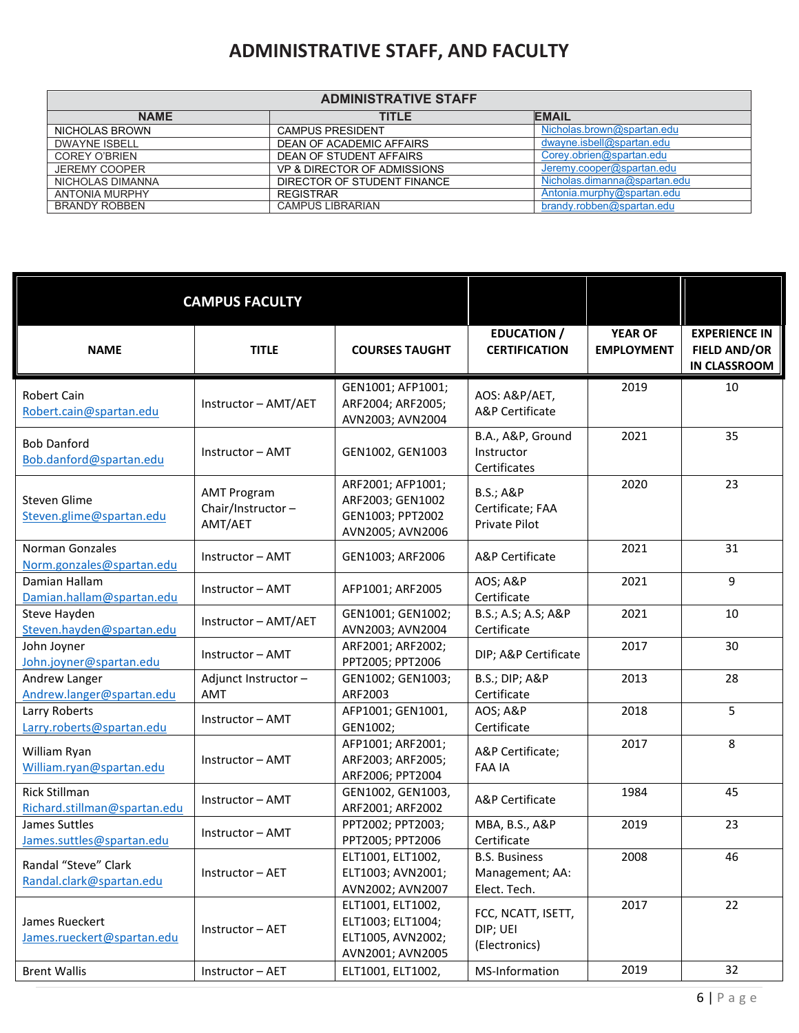# ADMINISTRATIVE STAFF, AND FACULTY

| ADMINISTRATIVE STAFF | | |
|---|---|---|
| **NAME** | **TITLE** | **EMAIL** |
| NICHOLAS BROWN | CAMPUS PRESIDENT | Nicholas.brown@spartan.edu |
| DWAYNE ISBELL | DEAN OF ACADEMIC AFFAIRS | dwayne.isbell@spartan.edu |
| COREY O'BRIEN | DEAN OF STUDENT AFFAIRS | Corey.obrien@spartan.edu |
| JEREMY COOPER | VP & DIRECTOR OF ADMISSIONS | Jeremy.cooper@spartan.edu |
| NICHOLAS DIMANNA | DIRECTOR OF STUDENT FINANCE | Nicholas.dimanna@spartan.edu |
| ANTONIA MURPHY | REGISTRAR | Antonia.murphy@spartan.edu |
| BRANDY ROBBEN | CAMPUS LIBRARIAN | brandy.robben@spartan.edu |

| CAMPUS FACULTY | | | | | |
|---|---|---|---|---|---|
| **NAME** | **TITLE** | **COURSES TAUGHT** | **EDUCATION / CERTIFICATION** | **YEAR OF EMPLOYMENT** | **EXPERIENCE IN FIELD AND/OR IN CLASSROOM** |
| Robert Cain Robert.cain@spartan.edu | Instructor – AMT/AET | GEN1001; AFP1001; ARF2004; ARF2005; AVN2003; AVN2004 | AOS: A&P/AET, A&P Certificate | 2019 | 10 |
| Bob Danford Bob.danford@spartan.edu | Instructor – AMT | GEN1002, GEN1003 | B.A., A&P, Ground Instructor Certificates | 2021 | 35 |
| Steven Glime Steven.glime@spartan.edu | AMT Program Chair/Instructor – AMT/AET | ARF2001; AFP1001; ARF2003; GEN1002 GEN1003; PPT2002 AVN2005; AVN2006 | B.S.; A&P Certificate; FAA Private Pilot | 2020 | 23 |
| Norman Gonzales Norm.gonzales@spartan.edu | Instructor – AMT | GEN1003; ARF2006 | A&P Certificate | 2021 | 31 |
| Damian Hallam Damian.hallam@spartan.edu | Instructor – AMT | AFP1001; ARF2005 | AOS; A&P Certificate | 2021 | 9 |
| Steve Hayden Steven.hayden@spartan.edu | Instructor – AMT/AET | GEN1001; GEN1002; AVN2003; AVN2004 | B.S.; A.S; A.S; A&P Certificate | 2021 | 10 |
| John Joyner John.joyner@spartan.edu | Instructor – AMT | ARF2001; ARF2002; PPT2005; PPT2006 | DIP; A&P Certificate | 2017 | 30 |
| Andrew Langer Andrew.langer@spartan.edu | Adjunct Instructor – AMT | GEN1002; GEN1003; ARF2003 | B.S.; DIP; A&P Certificate | 2013 | 28 |
| Larry Roberts Larry.roberts@spartan.edu | Instructor – AMT | AFP1001; GEN1001, GEN1002; | AOS; A&P Certificate | 2018 | 5 |
| William Ryan William.ryan@spartan.edu | Instructor – AMT | AFP1001; ARF2001; ARF2003; ARF2005; ARF2006; PPT2004 | A&P Certificate; FAA IA | 2017 | 8 |
| Rick Stillman Richard.stillman@spartan.edu | Instructor – AMT | GEN1002, GEN1003, ARF2001; ARF2002 | A&P Certificate | 1984 | 45 |
| James Suttles James.suttles@spartan.edu | Instructor – AMT | PPT2002; PPT2003; PPT2005; PPT2006 | MBA, B.S., A&P Certificate | 2019 | 23 |
| Randal "Steve" Clark Randal.clark@spartan.edu | Instructor – AET | ELT1001, ELT1002, ELT1003; AVN2001; AVN2002; AVN2007 | B.S. Business Management; AA: Elect. Tech. | 2008 | 46 |
| James Rueckert James.rueckert@spartan.edu | Instructor – AET | ELT1001, ELT1002, ELT1003; ELT1004; ELT1005, AVN2002; AVN2001; AVN2005 | FCC, NCATT, ISETT, DIP; UEI (Electronics) | 2017 | 22 |
| Brent Wallis | Instructor – AET | ELT1001, ELT1002, | MS-Information | 2019 | 32 |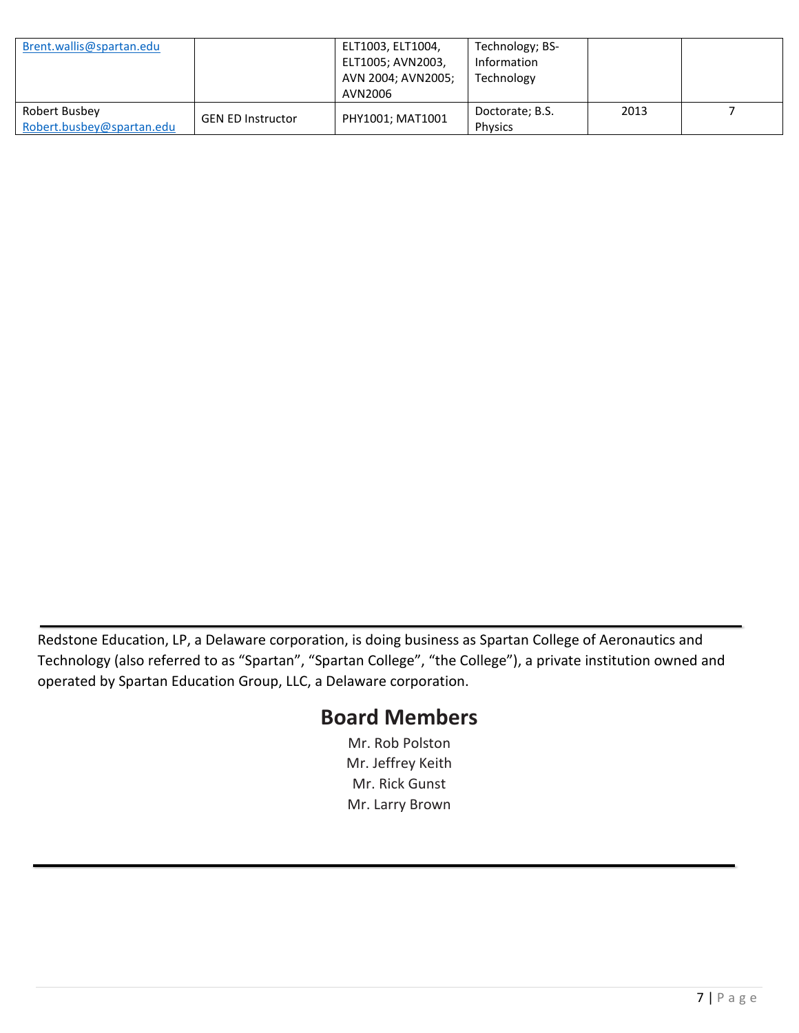| | | | | | |
|---|---|---|---|---|---|
| Brent.wallis@spartan.edu | | ELT1003, ELT1004, ELT1005; AVN2003, AVN 2004; AVN2005; AVN2006 | Technology; BS-Information Technology | | |
| Robert Busbey Robert.busbey@spartan.edu | GEN ED Instructor | PHY1001; MAT1001 | Doctorate; B.S. Physics | 2013 | 7 |

Redstone Education, LP, a Delaware corporation, is doing business as Spartan College of Aeronautics and Technology (also referred to as "Spartan", "Spartan College", "the College"), a private institution owned and operated by Spartan Education Group, LLC, a Delaware corporation.

## Board Members

Mr. Rob Polston
Mr. Jeffrey Keith
Mr. Rick Gunst
Mr. Larry Brown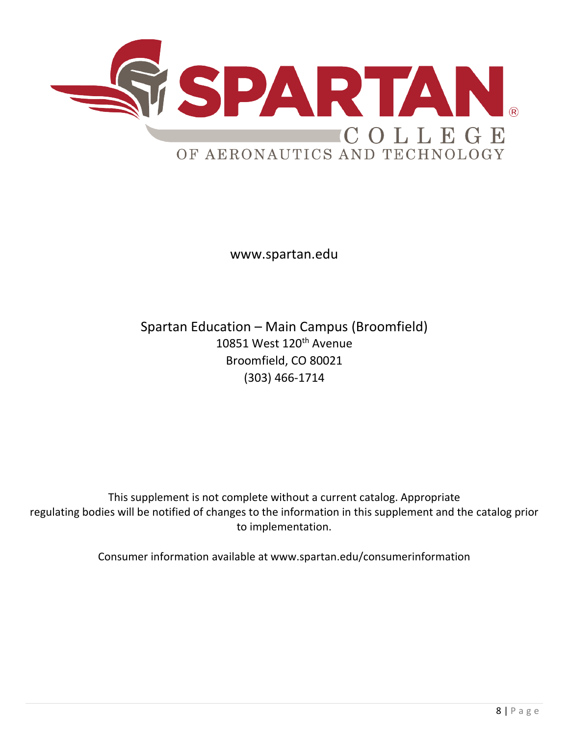SPARTAN®
COLLEGE
OF AERONAUTICS AND TECHNOLOGY

www.spartan.edu

Spartan Education – Main Campus (Broomfield)
10851 West 120th Avenue
Broomfield, CO 80021
(303) 466-1714

This supplement is not complete without a current catalog. Appropriate regulating bodies will be notified of changes to the information in this supplement and the catalog prior to implementation.

Consumer information available at www.spartan.edu/consumerinformation